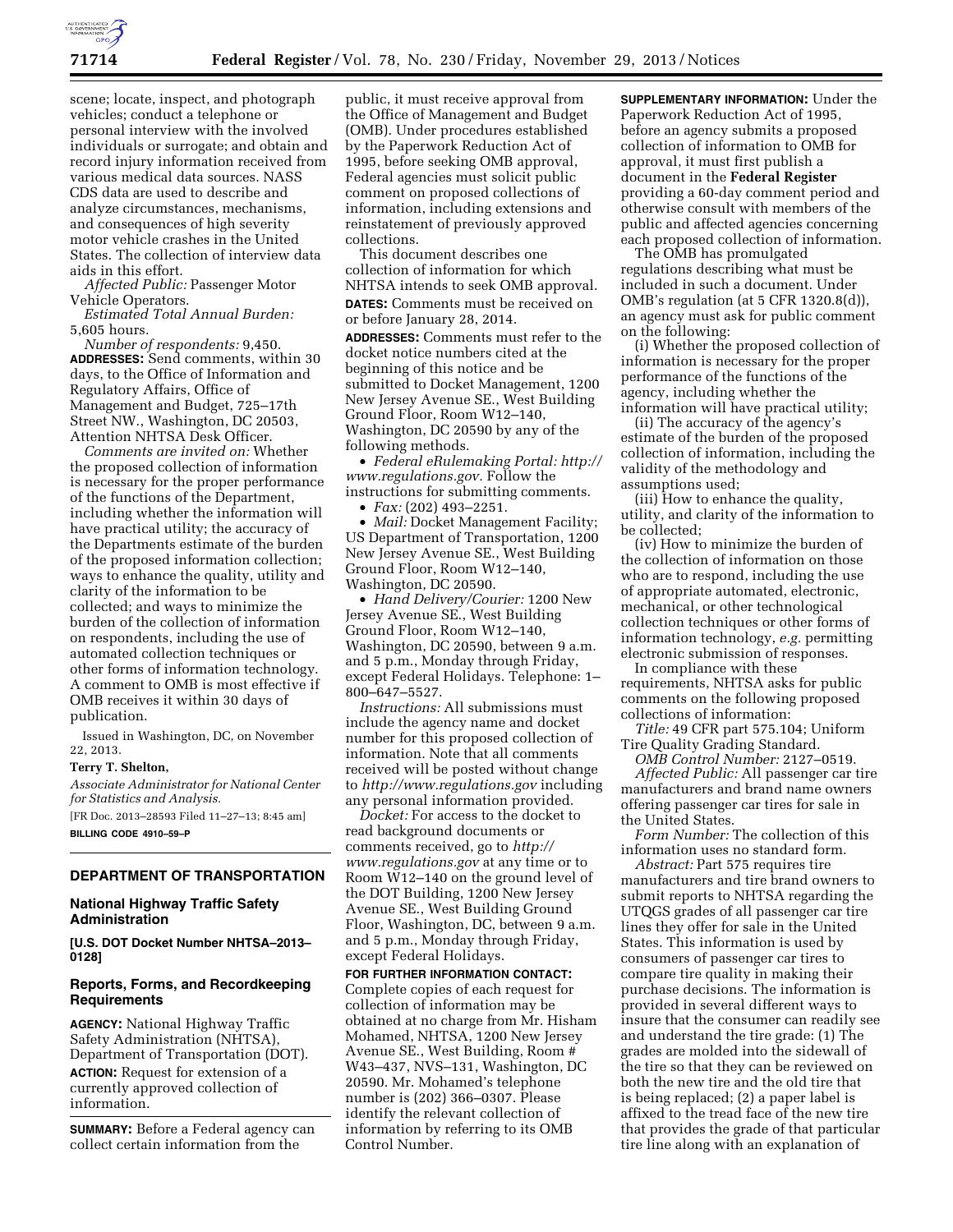scene; locate, inspect, and photograph vehicles; conduct a telephone or personal interview with the involved individuals or surrogate; and obtain and record injury information received from various medical data sources. NASS CDS data are used to describe and analyze circumstances, mechanisms, and consequences of high severity motor vehicle crashes in the United States. The collection of interview data aids in this effort.

*Affected Public:* Passenger Motor Vehicle Operators.

*Estimated Total Annual Burden:* 5,605 hours.

*Number of respondents:* 9,450.

**ADDRESSES:** Send comments, within 30 days, to the Office of Information and Regulatory Affairs, Office of Management and Budget, 725–17th Street NW., Washington, DC 20503, Attention NHTSA Desk Officer.

*Comments are invited on:* Whether the proposed collection of information is necessary for the proper performance of the functions of the Department, including whether the information will have practical utility; the accuracy of the Departments estimate of the burden of the proposed information collection; ways to enhance the quality, utility and clarity of the information to be collected; and ways to minimize the burden of the collection of information on respondents, including the use of automated collection techniques or other forms of information technology. A comment to OMB is most effective if OMB receives it within 30 days of publication.

Issued in Washington, DC, on November 22, 2013.

**Terry T. Shelton,**

*Associate Administrator for National Center for Statistics and Analysis.*

[FR Doc. 2013–28593 Filed 11–27–13; 8:45 am]

**BILLING CODE 4910–59–P**

## DEPARTMENT OF TRANSPORTATION

### National Highway Traffic Safety Administration

**[U.S. DOT Docket Number NHTSA–2013–0128]**

### Reports, Forms, and Recordkeeping Requirements

**AGENCY:** National Highway Traffic Safety Administration (NHTSA), Department of Transportation (DOT).

**ACTION:** Request for extension of a currently approved collection of information.

**SUMMARY:** Before a Federal agency can collect certain information from the public, it must receive approval from the Office of Management and Budget (OMB). Under procedures established by the Paperwork Reduction Act of 1995, before seeking OMB approval, Federal agencies must solicit public comment on proposed collections of information, including extensions and reinstatement of previously approved collections.

This document describes one collection of information for which NHTSA intends to seek OMB approval.

**DATES:** Comments must be received on or before January 28, 2014.

**ADDRESSES:** Comments must refer to the docket notice numbers cited at the beginning of this notice and be submitted to Docket Management, 1200 New Jersey Avenue SE., West Building Ground Floor, Room W12–140, Washington, DC 20590 by any of the following methods.

- *Federal eRulemaking Portal: http://www.regulations.gov.* Follow the instructions for submitting comments.
- *Fax:* (202) 493–2251.
- *Mail:* Docket Management Facility; US Department of Transportation, 1200 New Jersey Avenue SE., West Building Ground Floor, Room W12–140, Washington, DC 20590.
- *Hand Delivery/Courier:* 1200 New Jersey Avenue SE., West Building Ground Floor, Room W12–140, Washington, DC 20590, between 9 a.m. and 5 p.m., Monday through Friday, except Federal Holidays. Telephone: 1–800–647–5527.

*Instructions:* All submissions must include the agency name and docket number for this proposed collection of information. Note that all comments received will be posted without change to *http://www.regulations.gov* including any personal information provided.

*Docket:* For access to the docket to read background documents or comments received, go to *http://www.regulations.gov* at any time or to Room W12–140 on the ground level of the DOT Building, 1200 New Jersey Avenue SE., West Building Ground Floor, Washington, DC, between 9 a.m. and 5 p.m., Monday through Friday, except Federal Holidays.

**FOR FURTHER INFORMATION CONTACT:** Complete copies of each request for collection of information may be obtained at no charge from Mr. Hisham Mohamed, NHTSA, 1200 New Jersey Avenue SE., West Building, Room # W43–437, NVS–131, Washington, DC 20590. Mr. Mohamed's telephone number is (202) 366–0307. Please identify the relevant collection of information by referring to its OMB Control Number.

**SUPPLEMENTARY INFORMATION:** Under the Paperwork Reduction Act of 1995, before an agency submits a proposed collection of information to OMB for approval, it must first publish a document in the **Federal Register** providing a 60-day comment period and otherwise consult with members of the public and affected agencies concerning each proposed collection of information.

The OMB has promulgated regulations describing what must be included in such a document. Under OMB's regulation (at 5 CFR 1320.8(d)), an agency must ask for public comment on the following:

(i) Whether the proposed collection of information is necessary for the proper performance of the functions of the agency, including whether the information will have practical utility;

(ii) The accuracy of the agency's estimate of the burden of the proposed collection of information, including the validity of the methodology and assumptions used;

(iii) How to enhance the quality, utility, and clarity of the information to be collected;

(iv) How to minimize the burden of the collection of information on those who are to respond, including the use of appropriate automated, electronic, mechanical, or other technological collection techniques or other forms of information technology, *e.g.* permitting electronic submission of responses.

In compliance with these requirements, NHTSA asks for public comments on the following proposed collections of information:

*Title:* 49 CFR part 575.104; Uniform Tire Quality Grading Standard.

*OMB Control Number:* 2127–0519.

*Affected Public:* All passenger car tire manufacturers and brand name owners offering passenger car tires for sale in the United States.

*Form Number:* The collection of this information uses no standard form.

*Abstract:* Part 575 requires tire manufacturers and tire brand owners to submit reports to NHTSA regarding the UTQGS grades of all passenger car tire lines they offer for sale in the United States. This information is used by consumers of passenger car tires to compare tire quality in making their purchase decisions. The information is provided in several different ways to insure that the consumer can readily see and understand the tire grade: (1) The grades are molded into the sidewall of the tire so that they can be reviewed on both the new tire and the old tire that is being replaced; (2) a paper label is affixed to the tread face of the new tire that provides the grade of that particular tire line along with an explanation of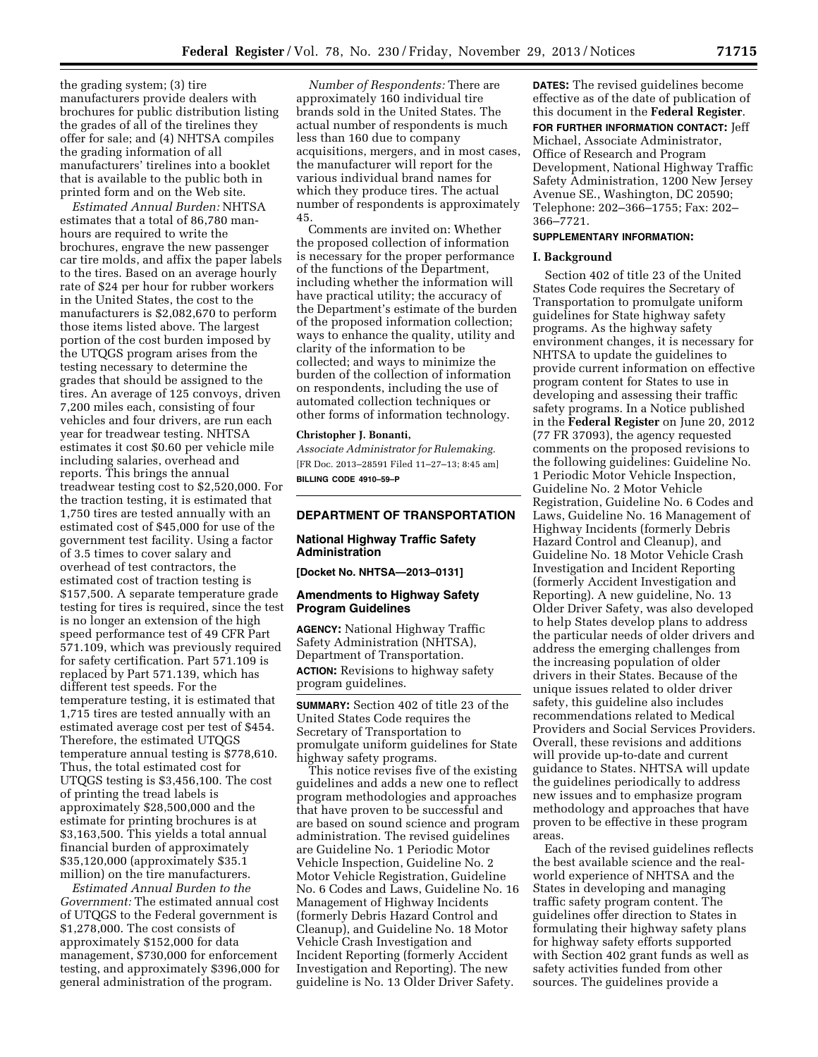the grading system; (3) tire manufacturers provide dealers with brochures for public distribution listing the grades of all of the tirelines they offer for sale; and (4) NHTSA compiles the grading information of all manufacturers' tirelines into a booklet that is available to the public both in printed form and on the Web site.

*Estimated Annual Burden:* NHTSA estimates that a total of 86,780 man-hours are required to write the brochures, engrave the new passenger car tire molds, and affix the paper labels to the tires. Based on an average hourly rate of $24 per hour for rubber workers in the United States, the cost to the manufacturers is $2,082,670 to perform those items listed above. The largest portion of the cost burden imposed by the UTQGS program arises from the testing necessary to determine the grades that should be assigned to the tires. An average of 125 convoys, driven 7,200 miles each, consisting of four vehicles and four drivers, are run each year for treadwear testing. NHTSA estimates it cost $0.60 per vehicle mile including salaries, overhead and reports. This brings the annual treadwear testing cost to $2,520,000. For the traction testing, it is estimated that 1,750 tires are tested annually with an estimated cost of $45,000 for use of the government test facility. Using a factor of 3.5 times to cover salary and overhead of test contractors, the estimated cost of traction testing is $157,500. A separate temperature grade testing for tires is required, since the test is no longer an extension of the high speed performance test of 49 CFR Part 571.109, which was previously required for safety certification. Part 571.109 is replaced by Part 571.139, which has different test speeds. For the temperature testing, it is estimated that 1,715 tires are tested annually with an estimated average cost per test of $454. Therefore, the estimated UTQGS temperature annual testing is $778,610. Thus, the total estimated cost for UTQGS testing is $3,456,100. The cost of printing the tread labels is approximately $28,500,000 and the estimate for printing brochures is at $3,163,500. This yields a total annual financial burden of approximately $35,120,000 (approximately $35.1 million) on the tire manufacturers.

*Estimated Annual Burden to the Government:* The estimated annual cost of UTQGS to the Federal government is $1,278,000. The cost consists of approximately $152,000 for data management, $730,000 for enforcement testing, and approximately $396,000 for general administration of the program.

*Number of Respondents:* There are approximately 160 individual tire brands sold in the United States. The actual number of respondents is much less than 160 due to company acquisitions, mergers, and in most cases, the manufacturer will report for the various individual brand names for which they produce tires. The actual number of respondents is approximately 45.

Comments are invited on: Whether the proposed collection of information is necessary for the proper performance of the functions of the Department, including whether the information will have practical utility; the accuracy of the Department's estimate of the burden of the proposed information collection; ways to enhance the quality, utility and clarity of the information to be collected; and ways to minimize the burden of the collection of information on respondents, including the use of automated collection techniques or other forms of information technology.

**Christopher J. Bonanti,**

*Associate Administrator for Rulemaking.*

[FR Doc. 2013–28591 Filed 11–27–13; 8:45 am]

**BILLING CODE 4910–59–P**

## DEPARTMENT OF TRANSPORTATION

### National Highway Traffic Safety Administration

**[Docket No. NHTSA—2013–0131]**

### Amendments to Highway Safety Program Guidelines

**AGENCY:** National Highway Traffic Safety Administration (NHTSA), Department of Transportation.

**ACTION:** Revisions to highway safety program guidelines.

**SUMMARY:** Section 402 of title 23 of the United States Code requires the Secretary of Transportation to promulgate uniform guidelines for State highway safety programs.

This notice revises five of the existing guidelines and adds a new one to reflect program methodologies and approaches that have proven to be successful and are based on sound science and program administration. The revised guidelines are Guideline No. 1 Periodic Motor Vehicle Inspection, Guideline No. 2 Motor Vehicle Registration, Guideline No. 6 Codes and Laws, Guideline No. 16 Management of Highway Incidents (formerly Debris Hazard Control and Cleanup), and Guideline No. 18 Motor Vehicle Crash Investigation and Incident Reporting (formerly Accident Investigation and Reporting). The new guideline is No. 13 Older Driver Safety.

**DATES:** The revised guidelines become effective as of the date of publication of this document in the **Federal Register**.

**FOR FURTHER INFORMATION CONTACT:** Jeff Michael, Associate Administrator, Office of Research and Program Development, National Highway Traffic Safety Administration, 1200 New Jersey Avenue SE., Washington, DC 20590; Telephone: 202–366–1755; Fax: 202–366–7721.

**SUPPLEMENTARY INFORMATION:**

**I. Background**

Section 402 of title 23 of the United States Code requires the Secretary of Transportation to promulgate uniform guidelines for State highway safety programs. As the highway safety environment changes, it is necessary for NHTSA to update the guidelines to provide current information on effective program content for States to use in developing and assessing their traffic safety programs. In a Notice published in the **Federal Register** on June 20, 2012 (77 FR 37093), the agency requested comments on the proposed revisions to the following guidelines: Guideline No. 1 Periodic Motor Vehicle Inspection, Guideline No. 2 Motor Vehicle Registration, Guideline No. 6 Codes and Laws, Guideline No. 16 Management of Highway Incidents (formerly Debris Hazard Control and Cleanup), and Guideline No. 18 Motor Vehicle Crash Investigation and Incident Reporting (formerly Accident Investigation and Reporting). A new guideline, No. 13 Older Driver Safety, was also developed to help States develop plans to address the particular needs of older drivers and address the emerging challenges from the increasing population of older drivers in their States. Because of the unique issues related to older driver safety, this guideline also includes recommendations related to Medical Providers and Social Services Providers. Overall, these revisions and additions will provide up-to-date and current guidance to States. NHTSA will update the guidelines periodically to address new issues and to emphasize program methodology and approaches that have proven to be effective in these program areas.

Each of the revised guidelines reflects the best available science and the real-world experience of NHTSA and the States in developing and managing traffic safety program content. The guidelines offer direction to States in formulating their highway safety plans for highway safety efforts supported with Section 402 grant funds as well as safety activities funded from other sources. The guidelines provide a